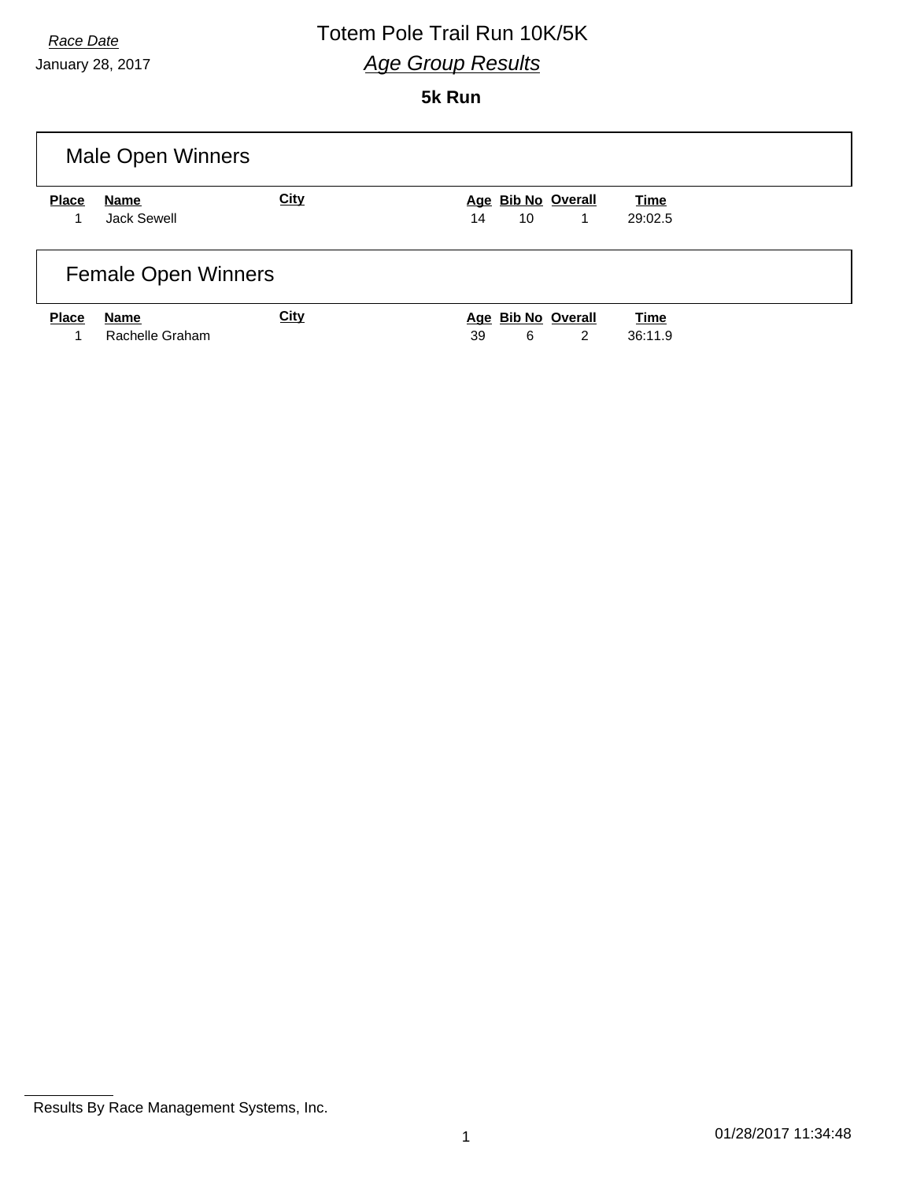*Race Date*

January 28, 2017

# Totem Pole Trail Run 10K/5K

## *Age Group Results*

### 5k Run

## Male Open Winners

| Place | Name | City | Age | Bib No | Overall | Time |
|---|---|---|---|---|---|---|
| 1 | Jack Sewell | | 14 | 10 | 1 | 29:02.5 |

## Female Open Winners

| Place | Name | City | Age | Bib No | Overall | Time |
|---|---|---|---|---|---|---|
| 1 | Rachelle Graham | | 39 | 6 | 2 | 36:11.9 |

Results By Race Management Systems, Inc.

01/28/2017 11:34:48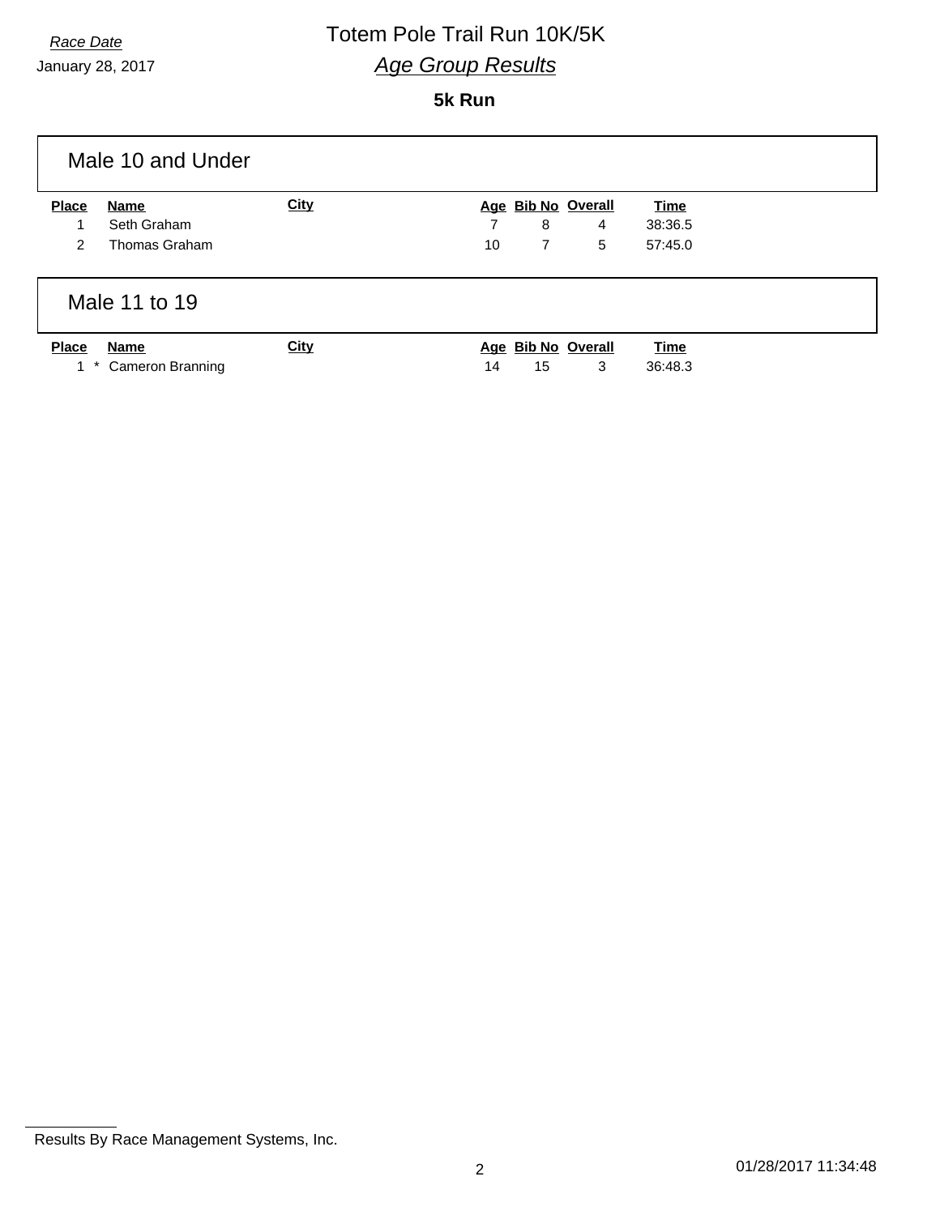*Race Date*
January 28, 2017

# Totem Pole Trail Run 10K/5K

## *Age Group Results*

**5k Run**

### Male 10 and Under

| Place | Name | City | Age | Bib No | Overall | Time |
|---|---|---|---|---|---|---|
| 1 | Seth Graham | | 7 | 8 | 4 | 38:36.5 |
| 2 | Thomas Graham | | 10 | 7 | 5 | 57:45.0 |

### Male 11 to 19

| Place | Name | City | Age | Bib No | Overall | Time |
|---|---|---|---|---|---|---|
| 1 * | Cameron Branning | | 14 | 15 | 3 | 36:48.3 |

Results By Race Management Systems, Inc.

01/28/2017 11:34:48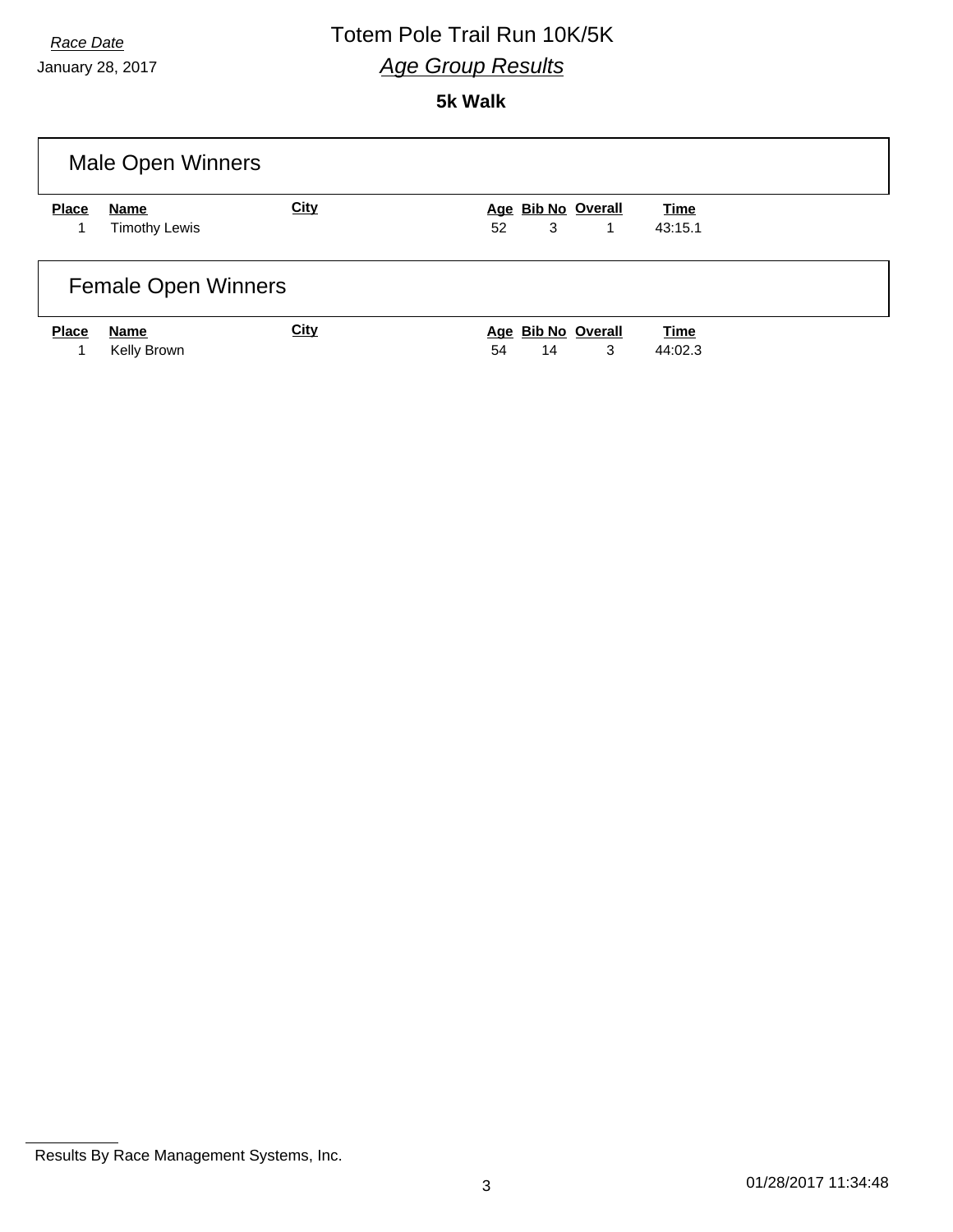*Race Date*

January 28, 2017

# Totem Pole Trail Run 10K/5K

## *Age Group Results*

**5k Walk**

### Male Open Winners

| Place | Name | City | Age | Bib No | Overall | Time |
|---|---|---|---|---|---|---|
| 1 | Timothy Lewis | | 52 | 3 | 1 | 43:15.1 |

### Female Open Winners

| Place | Name | City | Age | Bib No | Overall | Time |
|---|---|---|---|---|---|---|
| 1 | Kelly Brown | | 54 | 14 | 3 | 44:02.3 |

Results By Race Management Systems, Inc.

01/28/2017 11:34:48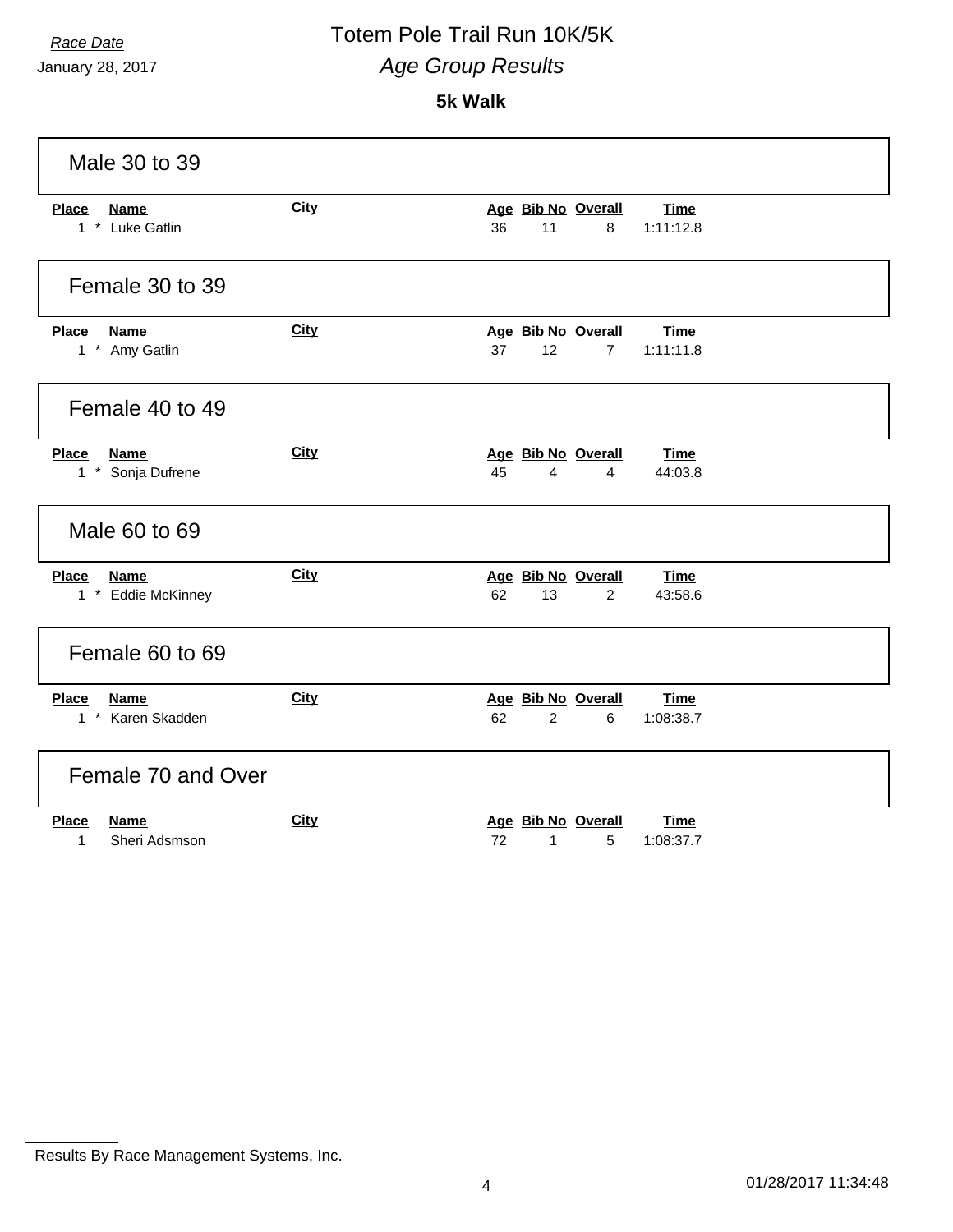*Race Date*

January 28, 2017

# Totem Pole Trail Run 10K/5K

## *Age Group Results*

**5k Walk**

### Male 30 to 39

| Place | Name | City | Age | Bib No | Overall | Time |
|---|---|---|---|---|---|---|
| 1 * | Luke Gatlin | | 36 | 11 | 8 | 1:11:12.8 |

### Female 30 to 39

| Place | Name | City | Age | Bib No | Overall | Time |
|---|---|---|---|---|---|---|
| 1 * | Amy Gatlin | | 37 | 12 | 7 | 1:11:11.8 |

### Female 40 to 49

| Place | Name | City | Age | Bib No | Overall | Time |
|---|---|---|---|---|---|---|
| 1 * | Sonja Dufrene | | 45 | 4 | 4 | 44:03.8 |

### Male 60 to 69

| Place | Name | City | Age | Bib No | Overall | Time |
|---|---|---|---|---|---|---|
| 1 * | Eddie McKinney | | 62 | 13 | 2 | 43:58.6 |

### Female 60 to 69

| Place | Name | City | Age | Bib No | Overall | Time |
|---|---|---|---|---|---|---|
| 1 * | Karen Skadden | | 62 | 2 | 6 | 1:08:38.7 |

### Female 70 and Over

| Place | Name | City | Age | Bib No | Overall | Time |
|---|---|---|---|---|---|---|
| 1 | Sheri Adsmson | | 72 | 1 | 5 | 1:08:37.7 |

Results By Race Management Systems, Inc.

01/28/2017 11:34:48